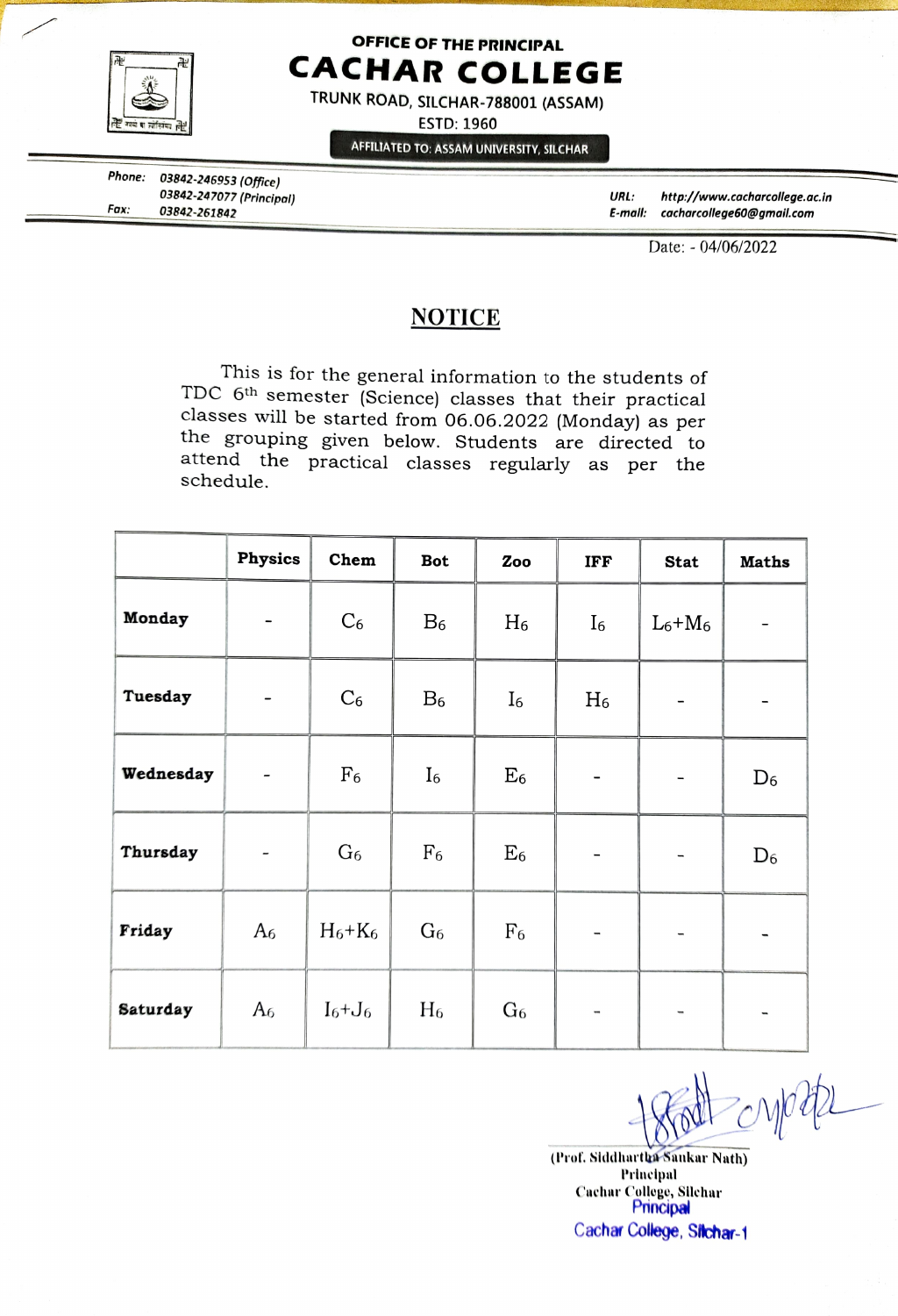OFFICE OF THE PRINCIPAL

# CACHAR COLLEGE

TRUNK ROAD, SILCHAR-788001 (ASSAM)

ESTD: 1960

AFFILIATED TO: ASSAM UNIVERSITY, SILCHAR

Phone: 03842-246953 (Office)
03842-247077 (Principal)
Fax: 03842-261842

URL: http://www.cacharcollege.ac.in
E-mail: cacharcollege60@gmail.com

Date: - 04/06/2022

## NOTICE

This is for the general information to the students of TDC 6th semester (Science) classes that their practical classes will be started from 06.06.2022 (Monday) as per the grouping given below. Students are directed to attend the practical classes regularly as per the schedule.

| | Physics | Chem | Bot | Zoo | IFF | Stat | Maths |
|---|---|---|---|---|---|---|---|
| Monday | - | $C_6$ | $B_6$ | $H_6$ | $I_6$ | $L_6+M_6$ | - |
| Tuesday | - | $C_6$ | $B_6$ | $I_6$ | $H_6$ | - | - |
| Wednesday | - | $F_6$ | $I_6$ | $E_6$ | - | - | $D_6$ |
| Thursday | - | $G_6$ | $F_6$ | $E_6$ | - | - | $D_6$ |
| Friday | $A_6$ | $H_6+K_6$ | $G_6$ | $F_6$ | - | - | - |
| Saturday | $A_6$ | $I_6+J_6$ | $H_6$ | $G_6$ | - | - | - |

(Prof. Siddhartha Sankar Nath)
Principal
Cachar College, Silchar
Principal
Cachar College, Silchar-1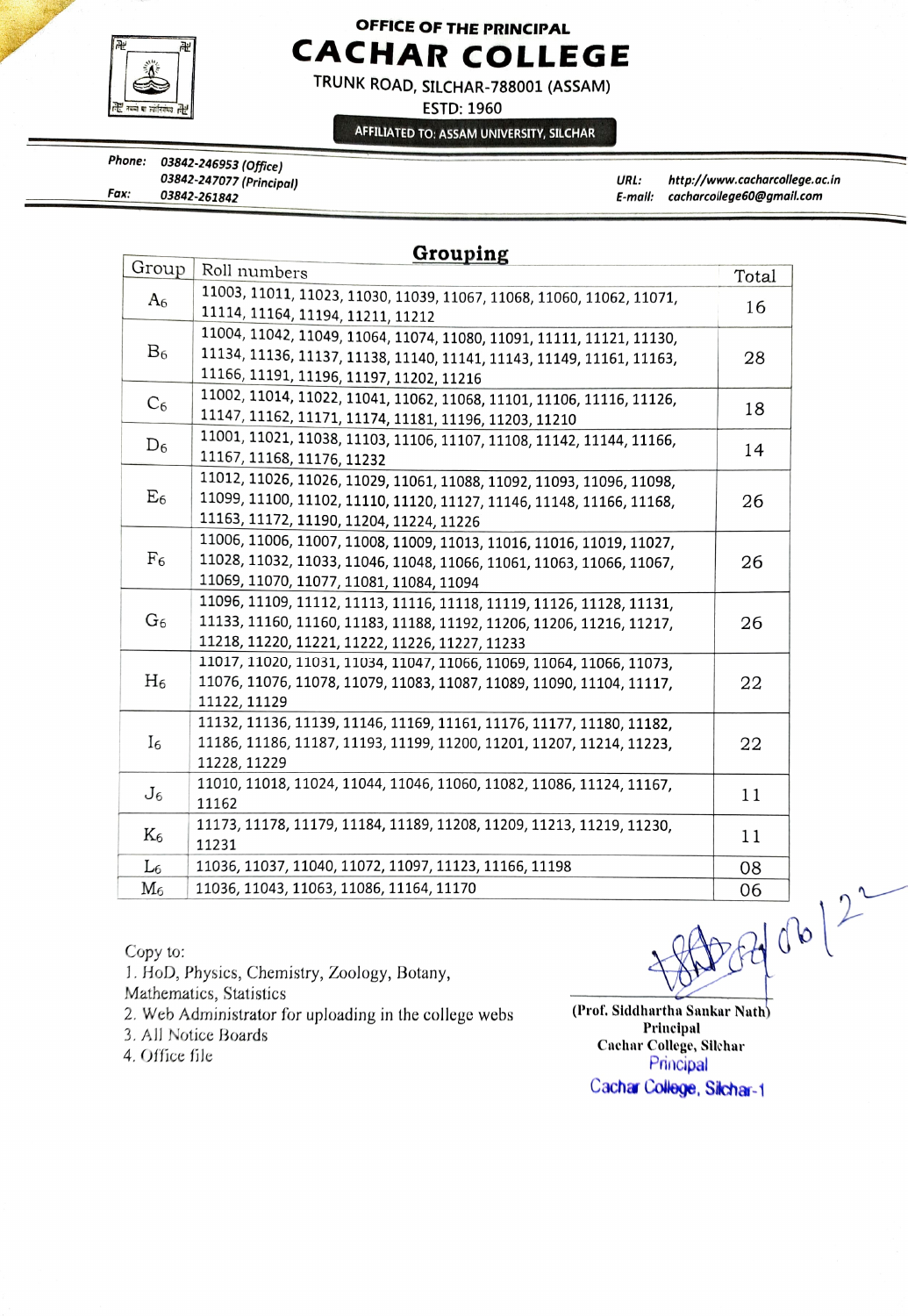OFFICE OF THE PRINCIPAL

# CACHAR COLLEGE

TRUNK ROAD, SILCHAR-788001 (ASSAM)

ESTD: 1960

AFFILIATED TO: ASSAM UNIVERSITY, SILCHAR

Phone: 03842-246953 (Office)
03842-247077 (Principal)
Fax: 03842-261842

URL: http://www.cacharcollege.ac.in
E-mail: cacharcollege60@gmail.com

## Grouping

| Group | Roll numbers | Total |
|---|---|---|
| $A_6$ | 11003, 11011, 11023, 11030, 11039, 11067, 11068, 11060, 11062, 11071, 11114, 11164, 11194, 11211, 11212 | 16 |
| $B_6$ | 11004, 11042, 11049, 11064, 11074, 11080, 11091, 11111, 11121, 11130, 11134, 11136, 11137, 11138, 11140, 11141, 11143, 11149, 11161, 11163, 11166, 11191, 11196, 11197, 11202, 11216 | 28 |
| $C_6$ | 11002, 11014, 11022, 11041, 11062, 11068, 11101, 11106, 11116, 11126, 11147, 11162, 11171, 11174, 11181, 11196, 11203, 11210 | 18 |
| $D_6$ | 11001, 11021, 11038, 11103, 11106, 11107, 11108, 11142, 11144, 11166, 11167, 11168, 11176, 11232 | 14 |
| $E_6$ | 11012, 11026, 11026, 11029, 11061, 11088, 11092, 11093, 11096, 11098, 11099, 11100, 11102, 11110, 11120, 11127, 11146, 11148, 11166, 11168, 11163, 11172, 11190, 11204, 11224, 11226 | 26 |
| $F_6$ | 11006, 11006, 11007, 11008, 11009, 11013, 11016, 11016, 11019, 11027, 11028, 11032, 11033, 11046, 11048, 11066, 11061, 11063, 11066, 11067, 11069, 11070, 11077, 11081, 11084, 11094 | 26 |
| $G_6$ | 11096, 11109, 11112, 11113, 11116, 11118, 11119, 11126, 11128, 11131, 11133, 11160, 11160, 11183, 11188, 11192, 11206, 11206, 11216, 11217, 11218, 11220, 11221, 11222, 11226, 11227, 11233 | 26 |
| $H_6$ | 11017, 11020, 11031, 11034, 11047, 11066, 11069, 11064, 11066, 11073, 11076, 11076, 11078, 11079, 11083, 11087, 11089, 11090, 11104, 11117, 11122, 11129 | 22 |
| $I_6$ | 11132, 11136, 11139, 11146, 11169, 11161, 11176, 11177, 11180, 11182, 11186, 11186, 11187, 11193, 11199, 11200, 11201, 11207, 11214, 11223, 11228, 11229 | 22 |
| $J_6$ | 11010, 11018, 11024, 11044, 11046, 11060, 11082, 11086, 11124, 11167, 11162 | 11 |
| $K_6$ | 11173, 11178, 11179, 11184, 11189, 11208, 11209, 11213, 11219, 11230, 11231 | 11 |
| $L_6$ | 11036, 11037, 11040, 11072, 11097, 11123, 11166, 11198 | 08 |
| $M_6$ | 11036, 11043, 11063, 11086, 11164, 11170 | 06 |

Copy to:

1. HoD, Physics, Chemistry, Zoology, Botany, Mathematics, Statistics
2. Web Administrator for uploading in the college webs
3. All Notice Boards
4. Office file

24/06/22

(Prof. Siddhartha Sankar Nath)
Principal
Cachar College, Silchar

Principal
Cachar College, Silchar-1